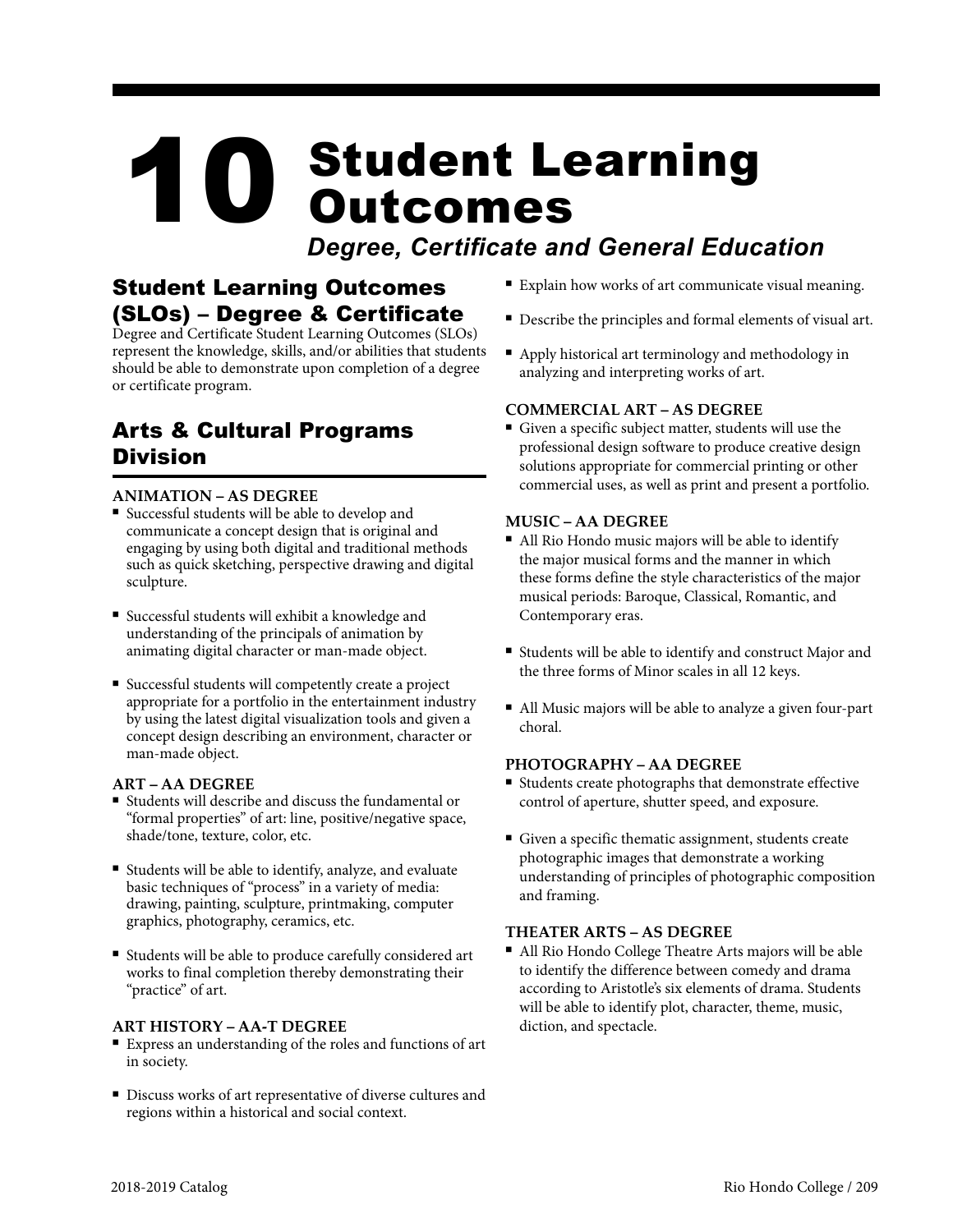# 10 Student Learning Outcomes

***Degree, Certificate and General Education***

## Student Learning Outcomes (SLOs) – Degree & Certificate

Degree and Certificate Student Learning Outcomes (SLOs) represent the knowledge, skills, and/or abilities that students should be able to demonstrate upon completion of a degree or certificate program.

## Arts & Cultural Programs Division

### ANIMATION – AS DEGREE

- Successful students will be able to develop and communicate a concept design that is original and engaging by using both digital and traditional methods such as quick sketching, perspective drawing and digital sculpture.
- Successful students will exhibit a knowledge and understanding of the principals of animation by animating digital character or man-made object.
- Successful students will competently create a project appropriate for a portfolio in the entertainment industry by using the latest digital visualization tools and given a concept design describing an environment, character or man-made object.

### ART – AA DEGREE

- Students will describe and discuss the fundamental or "formal properties" of art: line, positive/negative space, shade/tone, texture, color, etc.
- Students will be able to identify, analyze, and evaluate basic techniques of "process" in a variety of media: drawing, painting, sculpture, printmaking, computer graphics, photography, ceramics, etc.
- Students will be able to produce carefully considered art works to final completion thereby demonstrating their "practice" of art.

### ART HISTORY – AA-T DEGREE

- Express an understanding of the roles and functions of art in society.
- Discuss works of art representative of diverse cultures and regions within a historical and social context.
- Explain how works of art communicate visual meaning.
- Describe the principles and formal elements of visual art.
- Apply historical art terminology and methodology in analyzing and interpreting works of art.

### COMMERCIAL ART – AS DEGREE

- Given a specific subject matter, students will use the professional design software to produce creative design solutions appropriate for commercial printing or other commercial uses, as well as print and present a portfolio.

### MUSIC – AA DEGREE

- All Rio Hondo music majors will be able to identify the major musical forms and the manner in which these forms define the style characteristics of the major musical periods: Baroque, Classical, Romantic, and Contemporary eras.
- Students will be able to identify and construct Major and the three forms of Minor scales in all 12 keys.
- All Music majors will be able to analyze a given four-part choral.

### PHOTOGRAPHY – AA DEGREE

- Students create photographs that demonstrate effective control of aperture, shutter speed, and exposure.
- Given a specific thematic assignment, students create photographic images that demonstrate a working understanding of principles of photographic composition and framing.

### THEATER ARTS – AS DEGREE

- All Rio Hondo College Theatre Arts majors will be able to identify the difference between comedy and drama according to Aristotle's six elements of drama. Students will be able to identify plot, character, theme, music, diction, and spectacle.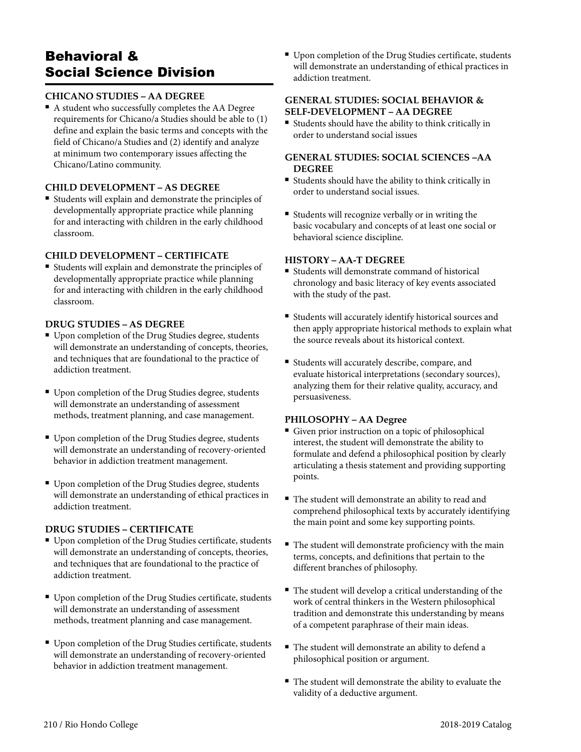# Behavioral & Social Science Division

### CHICANO STUDIES – AA DEGREE

- A student who successfully completes the AA Degree requirements for Chicano/a Studies should be able to (1) define and explain the basic terms and concepts with the field of Chicano/a Studies and (2) identify and analyze at minimum two contemporary issues affecting the Chicano/Latino community.

### CHILD DEVELOPMENT – AS DEGREE

- Students will explain and demonstrate the principles of developmentally appropriate practice while planning for and interacting with children in the early childhood classroom.

### CHILD DEVELOPMENT – CERTIFICATE

- Students will explain and demonstrate the principles of developmentally appropriate practice while planning for and interacting with children in the early childhood classroom.

### DRUG STUDIES – AS DEGREE

- Upon completion of the Drug Studies degree, students will demonstrate an understanding of concepts, theories, and techniques that are foundational to the practice of addiction treatment.

- Upon completion of the Drug Studies degree, students will demonstrate an understanding of assessment methods, treatment planning, and case management.

- Upon completion of the Drug Studies degree, students will demonstrate an understanding of recovery-oriented behavior in addiction treatment management.

- Upon completion of the Drug Studies degree, students will demonstrate an understanding of ethical practices in addiction treatment.

### DRUG STUDIES – CERTIFICATE

- Upon completion of the Drug Studies certificate, students will demonstrate an understanding of concepts, theories, and techniques that are foundational to the practice of addiction treatment.

- Upon completion of the Drug Studies certificate, students will demonstrate an understanding of assessment methods, treatment planning and case management.

- Upon completion of the Drug Studies certificate, students will demonstrate an understanding of recovery-oriented behavior in addiction treatment management.

- Upon completion of the Drug Studies certificate, students will demonstrate an understanding of ethical practices in addiction treatment.

### GENERAL STUDIES: SOCIAL BEHAVIOR & SELF-DEVELOPMENT – AA DEGREE

- Students should have the ability to think critically in order to understand social issues

### GENERAL STUDIES: SOCIAL SCIENCES –AA DEGREE

- Students should have the ability to think critically in order to understand social issues.

- Students will recognize verbally or in writing the basic vocabulary and concepts of at least one social or behavioral science discipline.

### HISTORY – AA-T DEGREE

- Students will demonstrate command of historical chronology and basic literacy of key events associated with the study of the past.

- Students will accurately identify historical sources and then apply appropriate historical methods to explain what the source reveals about its historical context.

- Students will accurately describe, compare, and evaluate historical interpretations (secondary sources), analyzing them for their relative quality, accuracy, and persuasiveness.

### PHILOSOPHY – AA Degree

- Given prior instruction on a topic of philosophical interest, the student will demonstrate the ability to formulate and defend a philosophical position by clearly articulating a thesis statement and providing supporting points.

- The student will demonstrate an ability to read and comprehend philosophical texts by accurately identifying the main point and some key supporting points.

- The student will demonstrate proficiency with the main terms, concepts, and definitions that pertain to the different branches of philosophy.

- The student will develop a critical understanding of the work of central thinkers in the Western philosophical tradition and demonstrate this understanding by means of a competent paraphrase of their main ideas.

- The student will demonstrate an ability to defend a philosophical position or argument.

- The student will demonstrate the ability to evaluate the validity of a deductive argument.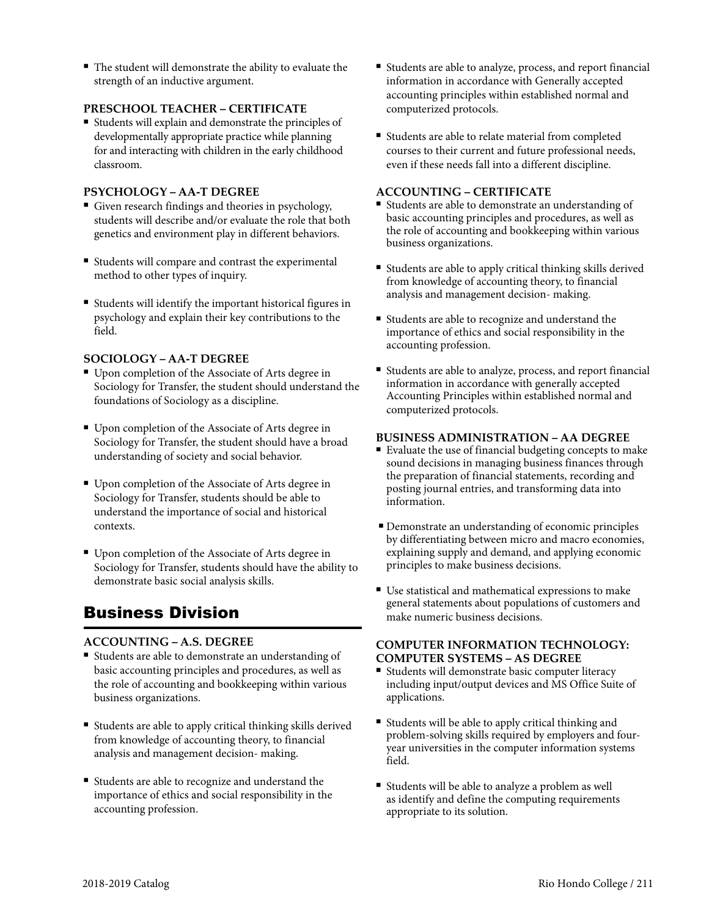- The student will demonstrate the ability to evaluate the strength of an inductive argument.

### PRESCHOOL TEACHER – CERTIFICATE

- Students will explain and demonstrate the principles of developmentally appropriate practice while planning for and interacting with children in the early childhood classroom.

### PSYCHOLOGY – AA-T DEGREE

- Given research findings and theories in psychology, students will describe and/or evaluate the role that both genetics and environment play in different behaviors.
- Students will compare and contrast the experimental method to other types of inquiry.
- Students will identify the important historical figures in psychology and explain their key contributions to the field.

### SOCIOLOGY – AA-T DEGREE

- Upon completion of the Associate of Arts degree in Sociology for Transfer, the student should understand the foundations of Sociology as a discipline.
- Upon completion of the Associate of Arts degree in Sociology for Transfer, the student should have a broad understanding of society and social behavior.
- Upon completion of the Associate of Arts degree in Sociology for Transfer, students should be able to understand the importance of social and historical contexts.
- Upon completion of the Associate of Arts degree in Sociology for Transfer, students should have the ability to demonstrate basic social analysis skills.

## Business Division

### ACCOUNTING – A.S. DEGREE

- Students are able to demonstrate an understanding of basic accounting principles and procedures, as well as the role of accounting and bookkeeping within various business organizations.
- Students are able to apply critical thinking skills derived from knowledge of accounting theory, to financial analysis and management decision- making.
- Students are able to recognize and understand the importance of ethics and social responsibility in the accounting profession.
- Students are able to analyze, process, and report financial information in accordance with Generally accepted accounting principles within established normal and computerized protocols.
- Students are able to relate material from completed courses to their current and future professional needs, even if these needs fall into a different discipline.

### ACCOUNTING – CERTIFICATE

- Students are able to demonstrate an understanding of basic accounting principles and procedures, as well as the role of accounting and bookkeeping within various business organizations.
- Students are able to apply critical thinking skills derived from knowledge of accounting theory, to financial analysis and management decision- making.
- Students are able to recognize and understand the importance of ethics and social responsibility in the accounting profession.
- Students are able to analyze, process, and report financial information in accordance with generally accepted Accounting Principles within established normal and computerized protocols.

### BUSINESS ADMINISTRATION – AA DEGREE

- Evaluate the use of financial budgeting concepts to make sound decisions in managing business finances through the preparation of financial statements, recording and posting journal entries, and transforming data into information.
- Demonstrate an understanding of economic principles by differentiating between micro and macro economies, explaining supply and demand, and applying economic principles to make business decisions.
- Use statistical and mathematical expressions to make general statements about populations of customers and make numeric business decisions.

### COMPUTER INFORMATION TECHNOLOGY: COMPUTER SYSTEMS – AS DEGREE

- Students will demonstrate basic computer literacy including input/output devices and MS Office Suite of applications.
- Students will be able to apply critical thinking and problem-solving skills required by employers and four-year universities in the computer information systems field.
- Students will be able to analyze a problem as well as identify and define the computing requirements appropriate to its solution.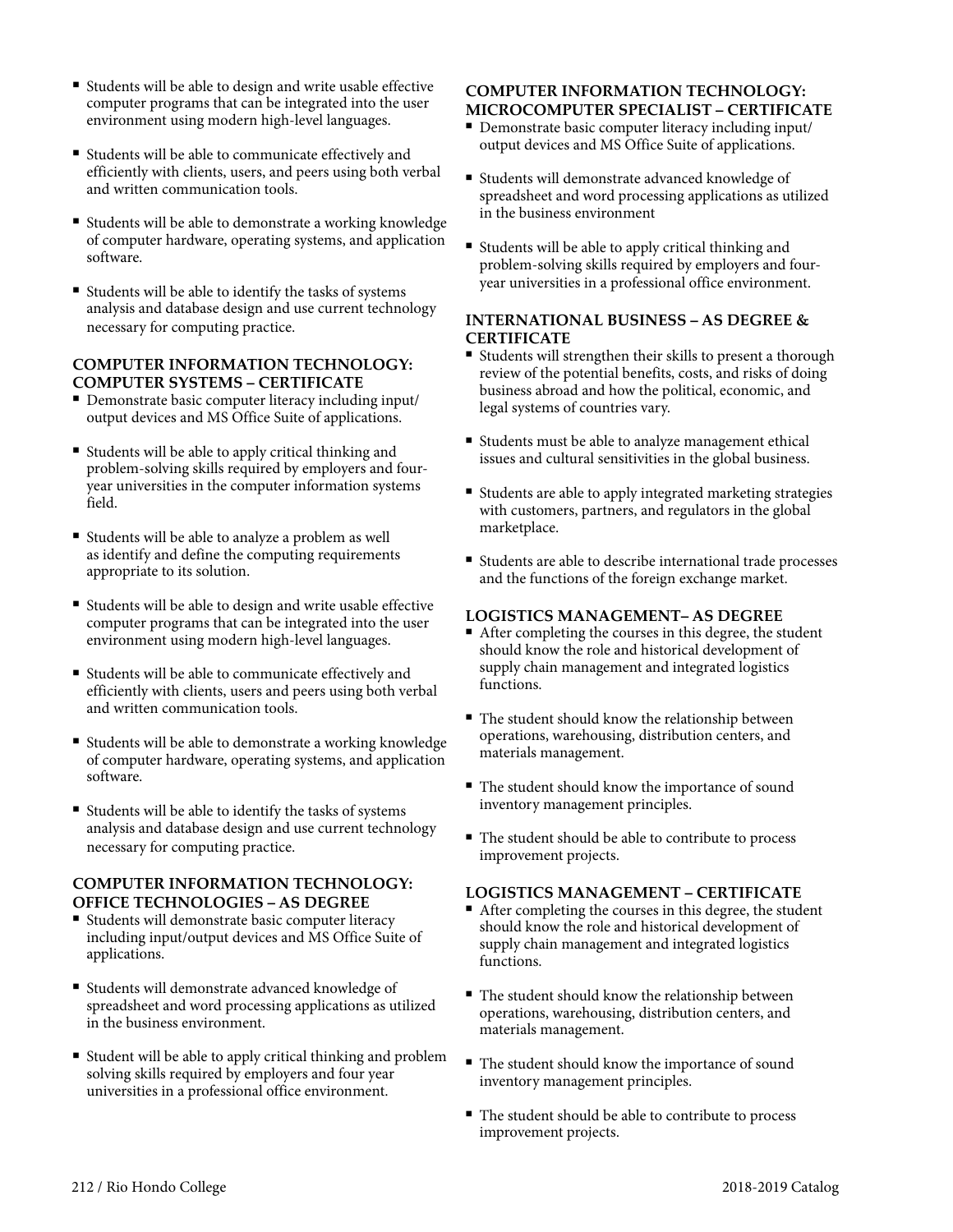- Students will be able to design and write usable effective computer programs that can be integrated into the user environment using modern high-level languages.
- Students will be able to communicate effectively and efficiently with clients, users, and peers using both verbal and written communication tools.
- Students will be able to demonstrate a working knowledge of computer hardware, operating systems, and application software.
- Students will be able to identify the tasks of systems analysis and database design and use current technology necessary for computing practice.

### COMPUTER INFORMATION TECHNOLOGY: COMPUTER SYSTEMS – CERTIFICATE

- Demonstrate basic computer literacy including input/output devices and MS Office Suite of applications.
- Students will be able to apply critical thinking and problem-solving skills required by employers and four-year universities in the computer information systems field.
- Students will be able to analyze a problem as well as identify and define the computing requirements appropriate to its solution.
- Students will be able to design and write usable effective computer programs that can be integrated into the user environment using modern high-level languages.
- Students will be able to communicate effectively and efficiently with clients, users and peers using both verbal and written communication tools.
- Students will be able to demonstrate a working knowledge of computer hardware, operating systems, and application software.
- Students will be able to identify the tasks of systems analysis and database design and use current technology necessary for computing practice.

### COMPUTER INFORMATION TECHNOLOGY: OFFICE TECHNOLOGIES – AS DEGREE

- Students will demonstrate basic computer literacy including input/output devices and MS Office Suite of applications.
- Students will demonstrate advanced knowledge of spreadsheet and word processing applications as utilized in the business environment.
- Student will be able to apply critical thinking and problem solving skills required by employers and four year universities in a professional office environment.

### COMPUTER INFORMATION TECHNOLOGY: MICROCOMPUTER SPECIALIST – CERTIFICATE

- Demonstrate basic computer literacy including input/output devices and MS Office Suite of applications.
- Students will demonstrate advanced knowledge of spreadsheet and word processing applications as utilized in the business environment
- Students will be able to apply critical thinking and problem-solving skills required by employers and four-year universities in a professional office environment.

### INTERNATIONAL BUSINESS – AS DEGREE & CERTIFICATE

- Students will strengthen their skills to present a thorough review of the potential benefits, costs, and risks of doing business abroad and how the political, economic, and legal systems of countries vary.
- Students must be able to analyze management ethical issues and cultural sensitivities in the global business.
- Students are able to apply integrated marketing strategies with customers, partners, and regulators in the global marketplace.
- Students are able to describe international trade processes and the functions of the foreign exchange market.

### LOGISTICS MANAGEMENT– AS DEGREE

- After completing the courses in this degree, the student should know the role and historical development of supply chain management and integrated logistics functions.
- The student should know the relationship between operations, warehousing, distribution centers, and materials management.
- The student should know the importance of sound inventory management principles.
- The student should be able to contribute to process improvement projects.

### LOGISTICS MANAGEMENT – CERTIFICATE

- After completing the courses in this degree, the student should know the role and historical development of supply chain management and integrated logistics functions.
- The student should know the relationship between operations, warehousing, distribution centers, and materials management.
- The student should know the importance of sound inventory management principles.
- The student should be able to contribute to process improvement projects.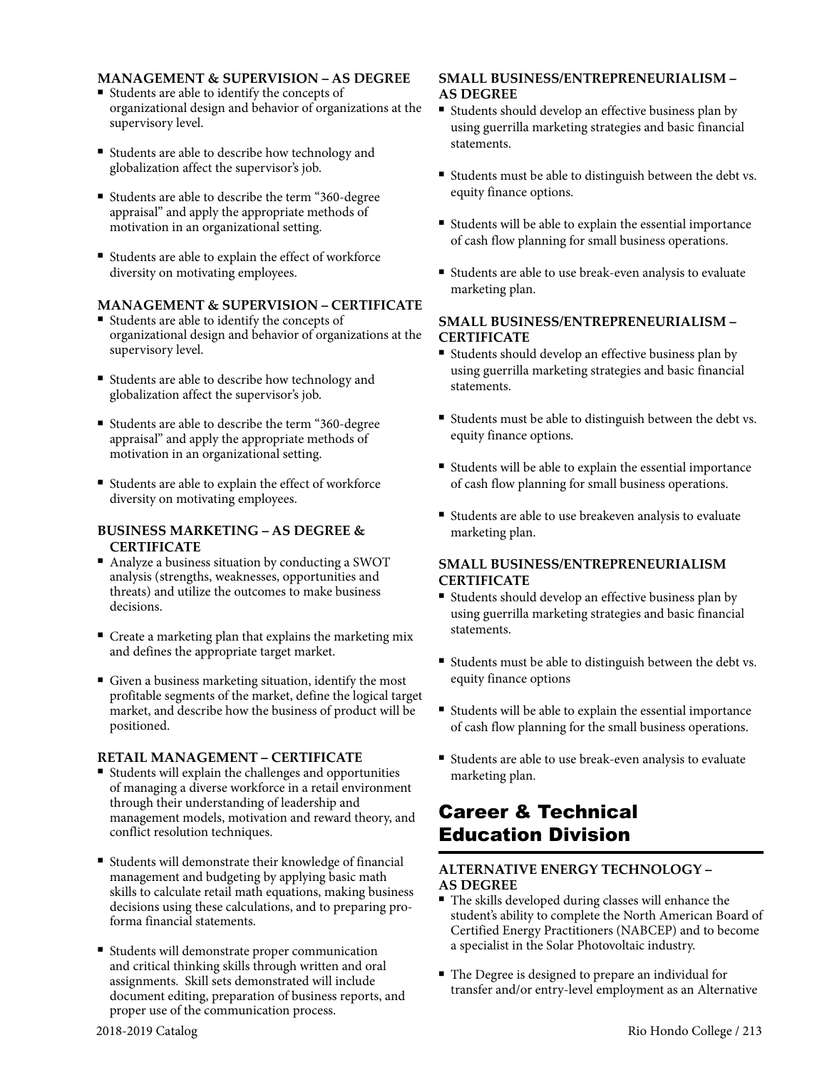**MANAGEMENT & SUPERVISION – AS DEGREE**

- Students are able to identify the concepts of organizational design and behavior of organizations at the supervisory level.
- Students are able to describe how technology and globalization affect the supervisor's job.
- Students are able to describe the term "360-degree appraisal" and apply the appropriate methods of motivation in an organizational setting.
- Students are able to explain the effect of workforce diversity on motivating employees.

**MANAGEMENT & SUPERVISION – CERTIFICATE**

- Students are able to identify the concepts of organizational design and behavior of organizations at the supervisory level.
- Students are able to describe how technology and globalization affect the supervisor's job.
- Students are able to describe the term "360-degree appraisal" and apply the appropriate methods of motivation in an organizational setting.
- Students are able to explain the effect of workforce diversity on motivating employees.

**BUSINESS MARKETING – AS DEGREE & CERTIFICATE**

- Analyze a business situation by conducting a SWOT analysis (strengths, weaknesses, opportunities and threats) and utilize the outcomes to make business decisions.
- Create a marketing plan that explains the marketing mix and defines the appropriate target market.
- Given a business marketing situation, identify the most profitable segments of the market, define the logical target market, and describe how the business of product will be positioned.

**RETAIL MANAGEMENT – CERTIFICATE**

- Students will explain the challenges and opportunities of managing a diverse workforce in a retail environment through their understanding of leadership and management models, motivation and reward theory, and conflict resolution techniques.
- Students will demonstrate their knowledge of financial management and budgeting by applying basic math skills to calculate retail math equations, making business decisions using these calculations, and to preparing pro-forma financial statements.
- Students will demonstrate proper communication and critical thinking skills through written and oral assignments. Skill sets demonstrated will include document editing, preparation of business reports, and proper use of the communication process.

**SMALL BUSINESS/ENTREPRENEURIALISM – AS DEGREE**

- Students should develop an effective business plan by using guerrilla marketing strategies and basic financial statements.
- Students must be able to distinguish between the debt vs. equity finance options.
- Students will be able to explain the essential importance of cash flow planning for small business operations.
- Students are able to use break-even analysis to evaluate marketing plan.

**SMALL BUSINESS/ENTREPRENEURIALISM – CERTIFICATE**

- Students should develop an effective business plan by using guerrilla marketing strategies and basic financial statements.
- Students must be able to distinguish between the debt vs. equity finance options.
- Students will be able to explain the essential importance of cash flow planning for small business operations.
- Students are able to use breakeven analysis to evaluate marketing plan.

**SMALL BUSINESS/ENTREPRENEURIALISM CERTIFICATE**

- Students should develop an effective business plan by using guerrilla marketing strategies and basic financial statements.
- Students must be able to distinguish between the debt vs. equity finance options
- Students will be able to explain the essential importance of cash flow planning for the small business operations.
- Students are able to use break-even analysis to evaluate marketing plan.

## Career & Technical Education Division

**ALTERNATIVE ENERGY TECHNOLOGY – AS DEGREE**

- The skills developed during classes will enhance the student's ability to complete the North American Board of Certified Energy Practitioners (NABCEP) and to become a specialist in the Solar Photovoltaic industry.
- The Degree is designed to prepare an individual for transfer and/or entry-level employment as an Alternative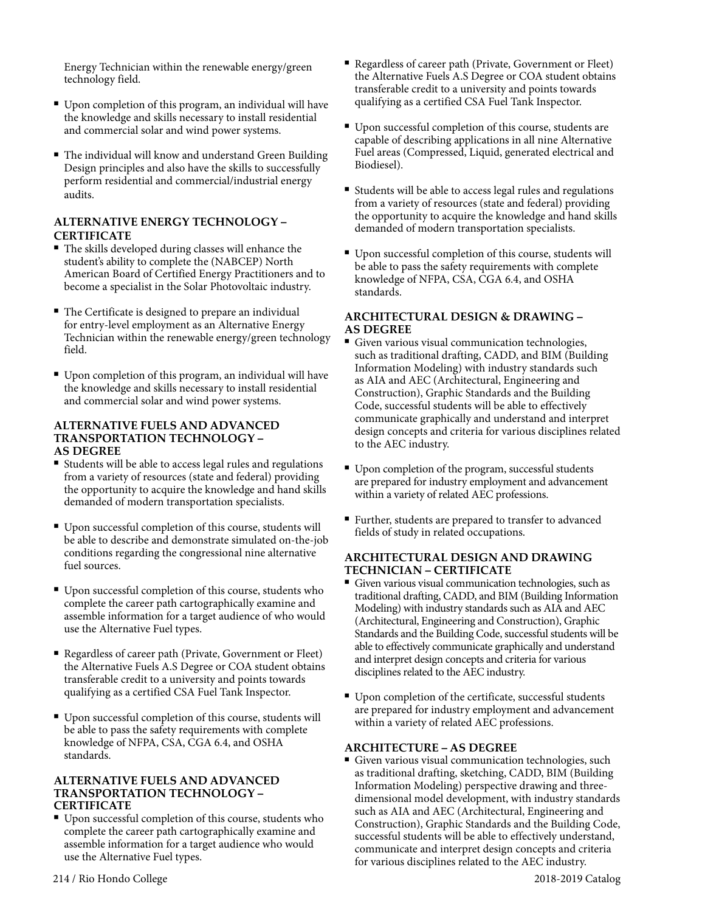Energy Technician within the renewable energy/green technology field.

- Upon completion of this program, an individual will have the knowledge and skills necessary to install residential and commercial solar and wind power systems.
- The individual will know and understand Green Building Design principles and also have the skills to successfully perform residential and commercial/industrial energy audits.

### ALTERNATIVE ENERGY TECHNOLOGY – CERTIFICATE

- The skills developed during classes will enhance the student's ability to complete the (NABCEP) North American Board of Certified Energy Practitioners and to become a specialist in the Solar Photovoltaic industry.
- The Certificate is designed to prepare an individual for entry-level employment as an Alternative Energy Technician within the renewable energy/green technology field.
- Upon completion of this program, an individual will have the knowledge and skills necessary to install residential and commercial solar and wind power systems.

### ALTERNATIVE FUELS AND ADVANCED TRANSPORTATION TECHNOLOGY – AS DEGREE

- Students will be able to access legal rules and regulations from a variety of resources (state and federal) providing the opportunity to acquire the knowledge and hand skills demanded of modern transportation specialists.
- Upon successful completion of this course, students will be able to describe and demonstrate simulated on-the-job conditions regarding the congressional nine alternative fuel sources.
- Upon successful completion of this course, students who complete the career path cartographically examine and assemble information for a target audience of who would use the Alternative Fuel types.
- Regardless of career path (Private, Government or Fleet) the Alternative Fuels A.S Degree or COA student obtains transferable credit to a university and points towards qualifying as a certified CSA Fuel Tank Inspector.
- Upon successful completion of this course, students will be able to pass the safety requirements with complete knowledge of NFPA, CSA, CGA 6.4, and OSHA standards.

### ALTERNATIVE FUELS AND ADVANCED TRANSPORTATION TECHNOLOGY – CERTIFICATE

- Upon successful completion of this course, students who complete the career path cartographically examine and assemble information for a target audience who would use the Alternative Fuel types.
- Regardless of career path (Private, Government or Fleet) the Alternative Fuels A.S Degree or COA student obtains transferable credit to a university and points towards qualifying as a certified CSA Fuel Tank Inspector.
- Upon successful completion of this course, students are capable of describing applications in all nine Alternative Fuel areas (Compressed, Liquid, generated electrical and Biodiesel).
- Students will be able to access legal rules and regulations from a variety of resources (state and federal) providing the opportunity to acquire the knowledge and hand skills demanded of modern transportation specialists.
- Upon successful completion of this course, students will be able to pass the safety requirements with complete knowledge of NFPA, CSA, CGA 6.4, and OSHA standards.

### ARCHITECTURAL DESIGN & DRAWING – AS DEGREE

- Given various visual communication technologies, such as traditional drafting, CADD, and BIM (Building Information Modeling) with industry standards such as AIA and AEC (Architectural, Engineering and Construction), Graphic Standards and the Building Code, successful students will be able to effectively communicate graphically and understand and interpret design concepts and criteria for various disciplines related to the AEC industry.
- Upon completion of the program, successful students are prepared for industry employment and advancement within a variety of related AEC professions.
- Further, students are prepared to transfer to advanced fields of study in related occupations.

### ARCHITECTURAL DESIGN AND DRAWING TECHNICIAN – CERTIFICATE

- Given various visual communication technologies, such as traditional drafting, CADD, and BIM (Building Information Modeling) with industry standards such as AIA and AEC (Architectural, Engineering and Construction), Graphic Standards and the Building Code, successful students will be able to effectively communicate graphically and understand and interpret design concepts and criteria for various disciplines related to the AEC industry.
- Upon completion of the certificate, successful students are prepared for industry employment and advancement within a variety of related AEC professions.

### ARCHITECTURE – AS DEGREE

- Given various visual communication technologies, such as traditional drafting, sketching, CADD, BIM (Building Information Modeling) perspective drawing and three-dimensional model development, with industry standards such as AIA and AEC (Architectural, Engineering and Construction), Graphic Standards and the Building Code, successful students will be able to effectively understand, communicate and interpret design concepts and criteria for various disciplines related to the AEC industry.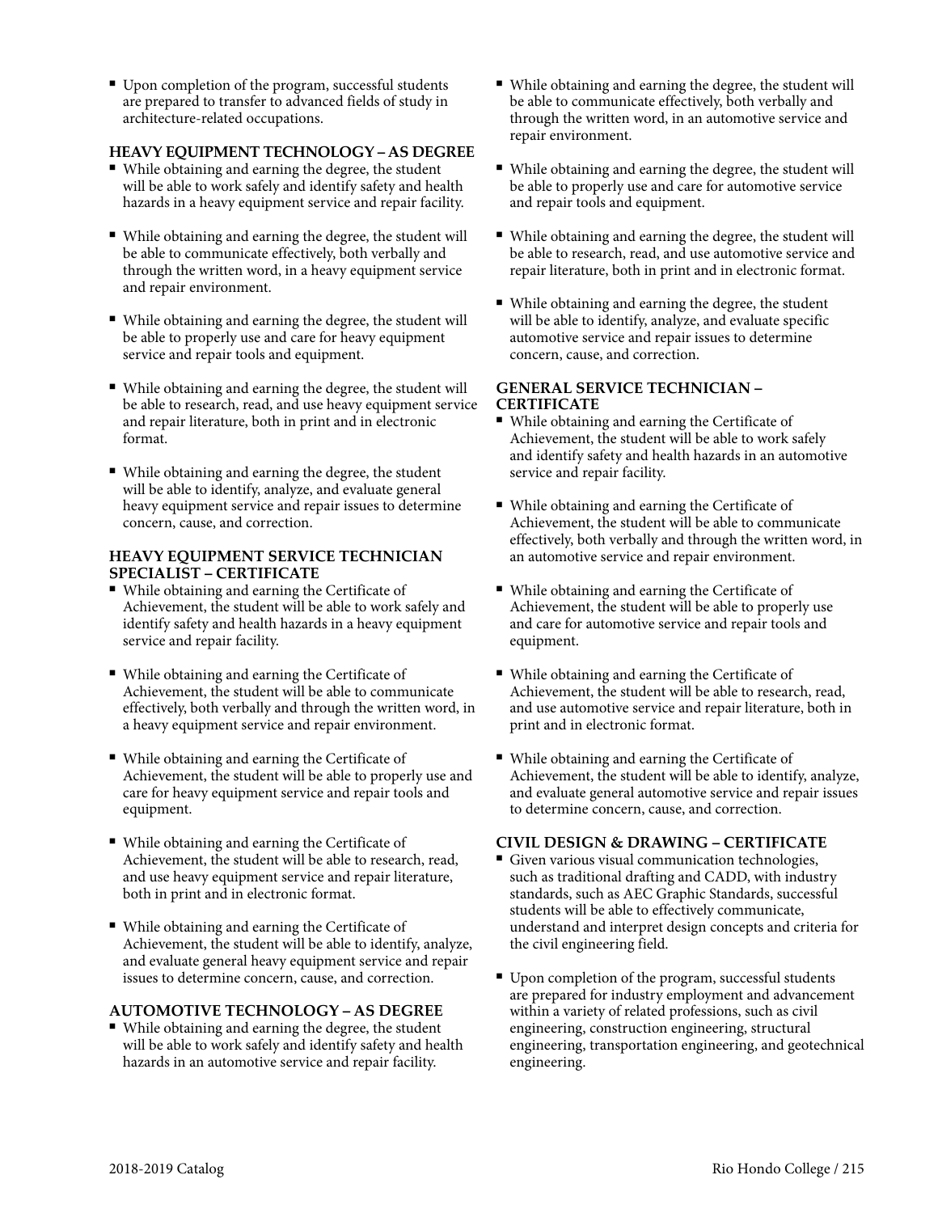- Upon completion of the program, successful students are prepared to transfer to advanced fields of study in architecture-related occupations.

### HEAVY EQUIPMENT TECHNOLOGY – AS DEGREE

- While obtaining and earning the degree, the student will be able to work safely and identify safety and health hazards in a heavy equipment service and repair facility.
- While obtaining and earning the degree, the student will be able to communicate effectively, both verbally and through the written word, in a heavy equipment service and repair environment.
- While obtaining and earning the degree, the student will be able to properly use and care for heavy equipment service and repair tools and equipment.
- While obtaining and earning the degree, the student will be able to research, read, and use heavy equipment service and repair literature, both in print and in electronic format.
- While obtaining and earning the degree, the student will be able to identify, analyze, and evaluate general heavy equipment service and repair issues to determine concern, cause, and correction.

### HEAVY EQUIPMENT SERVICE TECHNICIAN SPECIALIST – CERTIFICATE

- While obtaining and earning the Certificate of Achievement, the student will be able to work safely and identify safety and health hazards in a heavy equipment service and repair facility.
- While obtaining and earning the Certificate of Achievement, the student will be able to communicate effectively, both verbally and through the written word, in a heavy equipment service and repair environment.
- While obtaining and earning the Certificate of Achievement, the student will be able to properly use and care for heavy equipment service and repair tools and equipment.
- While obtaining and earning the Certificate of Achievement, the student will be able to research, read, and use heavy equipment service and repair literature, both in print and in electronic format.
- While obtaining and earning the Certificate of Achievement, the student will be able to identify, analyze, and evaluate general heavy equipment service and repair issues to determine concern, cause, and correction.

### AUTOMOTIVE TECHNOLOGY – AS DEGREE

- While obtaining and earning the degree, the student will be able to work safely and identify safety and health hazards in an automotive service and repair facility.
- While obtaining and earning the degree, the student will be able to communicate effectively, both verbally and through the written word, in an automotive service and repair environment.
- While obtaining and earning the degree, the student will be able to properly use and care for automotive service and repair tools and equipment.
- While obtaining and earning the degree, the student will be able to research, read, and use automotive service and repair literature, both in print and in electronic format.
- While obtaining and earning the degree, the student will be able to identify, analyze, and evaluate specific automotive service and repair issues to determine concern, cause, and correction.

### GENERAL SERVICE TECHNICIAN – CERTIFICATE

- While obtaining and earning the Certificate of Achievement, the student will be able to work safely and identify safety and health hazards in an automotive service and repair facility.
- While obtaining and earning the Certificate of Achievement, the student will be able to communicate effectively, both verbally and through the written word, in an automotive service and repair environment.
- While obtaining and earning the Certificate of Achievement, the student will be able to properly use and care for automotive service and repair tools and equipment.
- While obtaining and earning the Certificate of Achievement, the student will be able to research, read, and use automotive service and repair literature, both in print and in electronic format.
- While obtaining and earning the Certificate of Achievement, the student will be able to identify, analyze, and evaluate general automotive service and repair issues to determine concern, cause, and correction.

### CIVIL DESIGN & DRAWING – CERTIFICATE

- Given various visual communication technologies, such as traditional drafting and CADD, with industry standards, such as AEC Graphic Standards, successful students will be able to effectively communicate, understand and interpret design concepts and criteria for the civil engineering field.
- Upon completion of the program, successful students are prepared for industry employment and advancement within a variety of related professions, such as civil engineering, construction engineering, structural engineering, transportation engineering, and geotechnical engineering.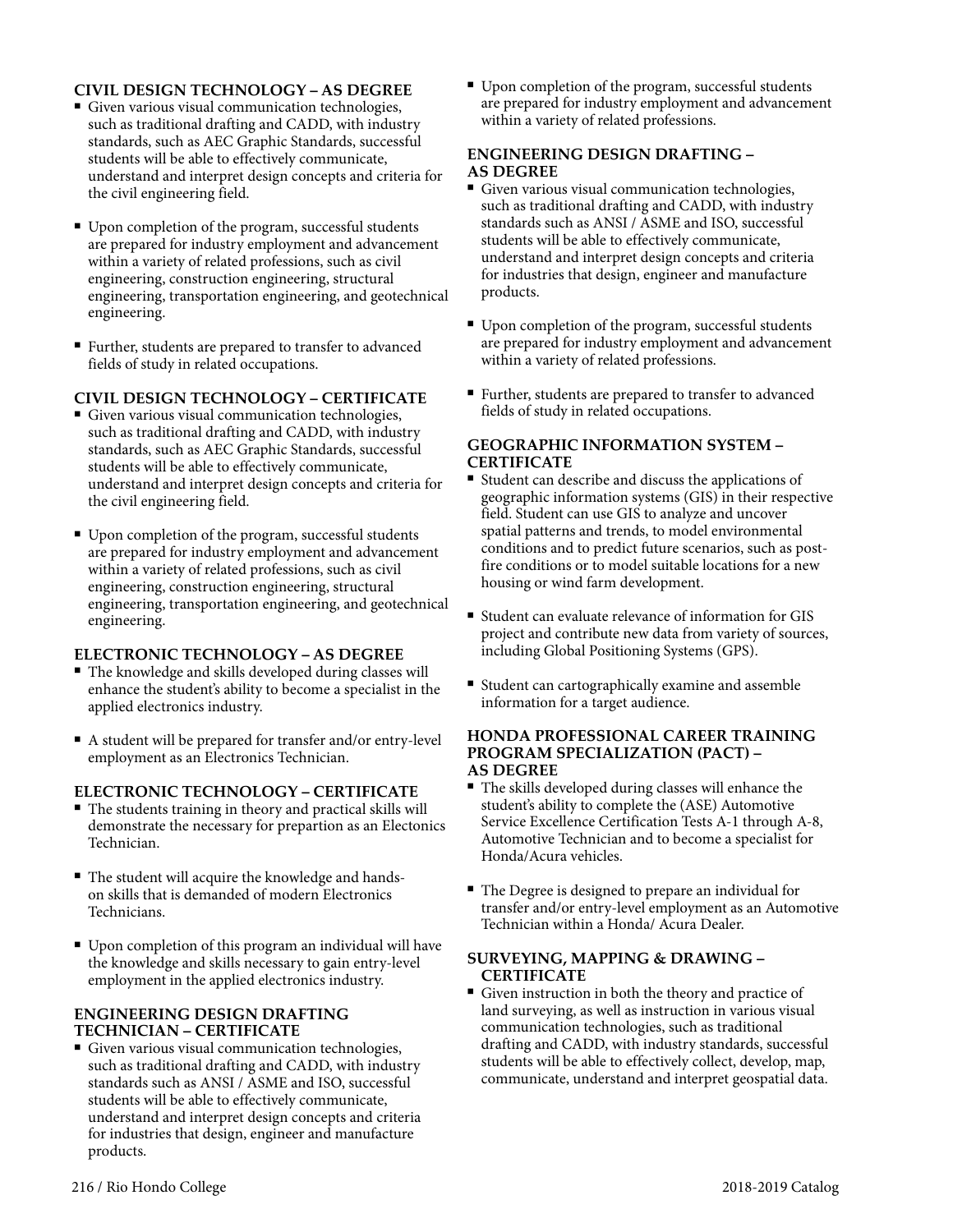### CIVIL DESIGN TECHNOLOGY – AS DEGREE

- Given various visual communication technologies, such as traditional drafting and CADD, with industry standards, such as AEC Graphic Standards, successful students will be able to effectively communicate, understand and interpret design concepts and criteria for the civil engineering field.
- Upon completion of the program, successful students are prepared for industry employment and advancement within a variety of related professions, such as civil engineering, construction engineering, structural engineering, transportation engineering, and geotechnical engineering.
- Further, students are prepared to transfer to advanced fields of study in related occupations.

### CIVIL DESIGN TECHNOLOGY – CERTIFICATE

- Given various visual communication technologies, such as traditional drafting and CADD, with industry standards, such as AEC Graphic Standards, successful students will be able to effectively communicate, understand and interpret design concepts and criteria for the civil engineering field.
- Upon completion of the program, successful students are prepared for industry employment and advancement within a variety of related professions, such as civil engineering, construction engineering, structural engineering, transportation engineering, and geotechnical engineering.

### ELECTRONIC TECHNOLOGY – AS DEGREE

- The knowledge and skills developed during classes will enhance the student's ability to become a specialist in the applied electronics industry.
- A student will be prepared for transfer and/or entry-level employment as an Electronics Technician.

### ELECTRONIC TECHNOLOGY – CERTIFICATE

- The students training in theory and practical skills will demonstrate the necessary for prepartion as an Electonics Technician.
- The student will acquire the knowledge and hands-on skills that is demanded of modern Electronics Technicians.
- Upon completion of this program an individual will have the knowledge and skills necessary to gain entry-level employment in the applied electronics industry.

### ENGINEERING DESIGN DRAFTING TECHNICIAN – CERTIFICATE

- Given various visual communication technologies, such as traditional drafting and CADD, with industry standards such as ANSI / ASME and ISO, successful students will be able to effectively communicate, understand and interpret design concepts and criteria for industries that design, engineer and manufacture products.
- Upon completion of the program, successful students are prepared for industry employment and advancement within a variety of related professions.

### ENGINEERING DESIGN DRAFTING – AS DEGREE

- Given various visual communication technologies, such as traditional drafting and CADD, with industry standards such as ANSI / ASME and ISO, successful students will be able to effectively communicate, understand and interpret design concepts and criteria for industries that design, engineer and manufacture products.
- Upon completion of the program, successful students are prepared for industry employment and advancement within a variety of related professions.
- Further, students are prepared to transfer to advanced fields of study in related occupations.

### GEOGRAPHIC INFORMATION SYSTEM – CERTIFICATE

- Student can describe and discuss the applications of geographic information systems (GIS) in their respective field. Student can use GIS to analyze and uncover spatial patterns and trends, to model environmental conditions and to predict future scenarios, such as post-fire conditions or to model suitable locations for a new housing or wind farm development.
- Student can evaluate relevance of information for GIS project and contribute new data from variety of sources, including Global Positioning Systems (GPS).
- Student can cartographically examine and assemble information for a target audience.

### HONDA PROFESSIONAL CAREER TRAINING PROGRAM SPECIALIZATION (PACT) – AS DEGREE

- The skills developed during classes will enhance the student's ability to complete the (ASE) Automotive Service Excellence Certification Tests A-1 through A-8, Automotive Technician and to become a specialist for Honda/Acura vehicles.
- The Degree is designed to prepare an individual for transfer and/or entry-level employment as an Automotive Technician within a Honda/ Acura Dealer.

### SURVEYING, MAPPING & DRAWING – CERTIFICATE

- Given instruction in both the theory and practice of land surveying, as well as instruction in various visual communication technologies, such as traditional drafting and CADD, with industry standards, successful students will be able to effectively collect, develop, map, communicate, understand and interpret geospatial data.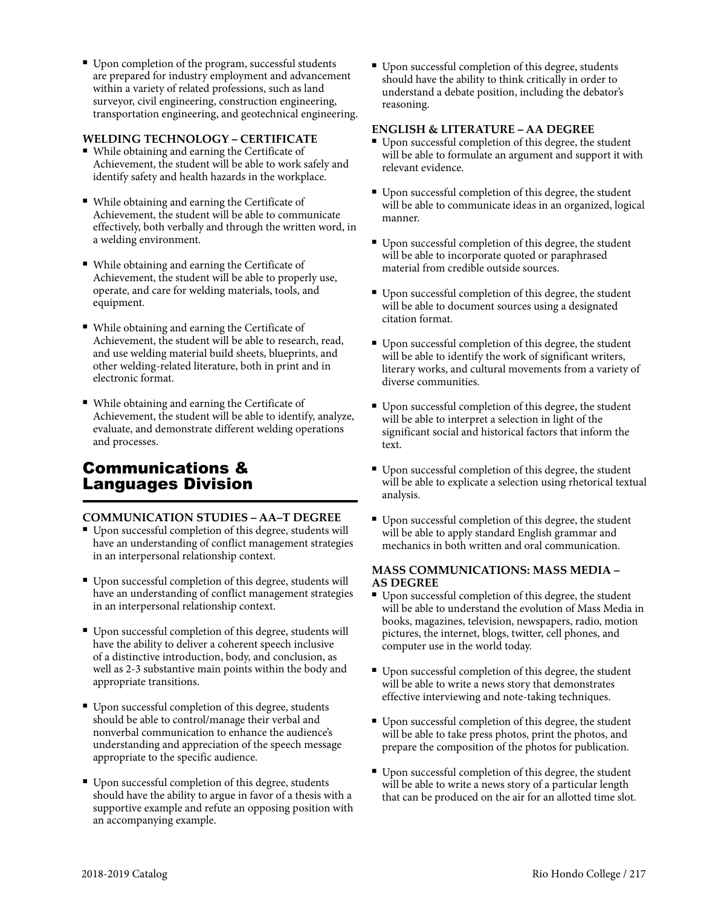- Upon completion of the program, successful students are prepared for industry employment and advancement within a variety of related professions, such as land surveyor, civil engineering, construction engineering, transportation engineering, and geotechnical engineering.

### WELDING TECHNOLOGY – CERTIFICATE

- While obtaining and earning the Certificate of Achievement, the student will be able to work safely and identify safety and health hazards in the workplace.
- While obtaining and earning the Certificate of Achievement, the student will be able to communicate effectively, both verbally and through the written word, in a welding environment.
- While obtaining and earning the Certificate of Achievement, the student will be able to properly use, operate, and care for welding materials, tools, and equipment.
- While obtaining and earning the Certificate of Achievement, the student will be able to research, read, and use welding material build sheets, blueprints, and other welding-related literature, both in print and in electronic format.
- While obtaining and earning the Certificate of Achievement, the student will be able to identify, analyze, evaluate, and demonstrate different welding operations and processes.

## Communications & Languages Division

### COMMUNICATION STUDIES – AA–T DEGREE

- Upon successful completion of this degree, students will have an understanding of conflict management strategies in an interpersonal relationship context.
- Upon successful completion of this degree, students will have an understanding of conflict management strategies in an interpersonal relationship context.
- Upon successful completion of this degree, students will have the ability to deliver a coherent speech inclusive of a distinctive introduction, body, and conclusion, as well as 2-3 substantive main points within the body and appropriate transitions.
- Upon successful completion of this degree, students should be able to control/manage their verbal and nonverbal communication to enhance the audience's understanding and appreciation of the speech message appropriate to the specific audience.
- Upon successful completion of this degree, students should have the ability to argue in favor of a thesis with a supportive example and refute an opposing position with an accompanying example.
- Upon successful completion of this degree, students should have the ability to think critically in order to understand a debate position, including the debator's reasoning.

### ENGLISH & LITERATURE – AA DEGREE

- Upon successful completion of this degree, the student will be able to formulate an argument and support it with relevant evidence.
- Upon successful completion of this degree, the student will be able to communicate ideas in an organized, logical manner.
- Upon successful completion of this degree, the student will be able to incorporate quoted or paraphrased material from credible outside sources.
- Upon successful completion of this degree, the student will be able to document sources using a designated citation format.
- Upon successful completion of this degree, the student will be able to identify the work of significant writers, literary works, and cultural movements from a variety of diverse communities.
- Upon successful completion of this degree, the student will be able to interpret a selection in light of the significant social and historical factors that inform the text.
- Upon successful completion of this degree, the student will be able to explicate a selection using rhetorical textual analysis.
- Upon successful completion of this degree, the student will be able to apply standard English grammar and mechanics in both written and oral communication.

### MASS COMMUNICATIONS: MASS MEDIA – AS DEGREE

- Upon successful completion of this degree, the student will be able to understand the evolution of Mass Media in books, magazines, television, newspapers, radio, motion pictures, the internet, blogs, twitter, cell phones, and computer use in the world today.
- Upon successful completion of this degree, the student will be able to write a news story that demonstrates effective interviewing and note-taking techniques.
- Upon successful completion of this degree, the student will be able to take press photos, print the photos, and prepare the composition of the photos for publication.
- Upon successful completion of this degree, the student will be able to write a news story of a particular length that can be produced on the air for an allotted time slot.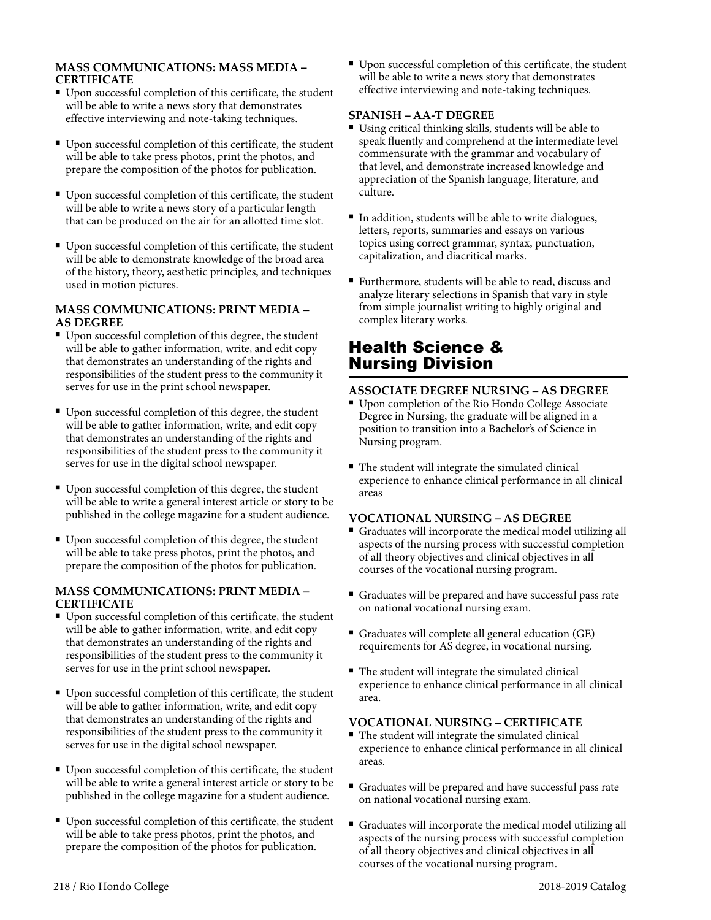#### MASS COMMUNICATIONS: MASS MEDIA – CERTIFICATE

- Upon successful completion of this certificate, the student will be able to write a news story that demonstrates effective interviewing and note-taking techniques.
- Upon successful completion of this certificate, the student will be able to take press photos, print the photos, and prepare the composition of the photos for publication.
- Upon successful completion of this certificate, the student will be able to write a news story of a particular length that can be produced on the air for an allotted time slot.
- Upon successful completion of this certificate, the student will be able to demonstrate knowledge of the broad area of the history, theory, aesthetic principles, and techniques used in motion pictures.

#### MASS COMMUNICATIONS: PRINT MEDIA – AS DEGREE

- Upon successful completion of this degree, the student will be able to gather information, write, and edit copy that demonstrates an understanding of the rights and responsibilities of the student press to the community it serves for use in the print school newspaper.
- Upon successful completion of this degree, the student will be able to gather information, write, and edit copy that demonstrates an understanding of the rights and responsibilities of the student press to the community it serves for use in the digital school newspaper.
- Upon successful completion of this degree, the student will be able to write a general interest article or story to be published in the college magazine for a student audience.
- Upon successful completion of this degree, the student will be able to take press photos, print the photos, and prepare the composition of the photos for publication.

#### MASS COMMUNICATIONS: PRINT MEDIA – CERTIFICATE

- Upon successful completion of this certificate, the student will be able to gather information, write, and edit copy that demonstrates an understanding of the rights and responsibilities of the student press to the community it serves for use in the print school newspaper.
- Upon successful completion of this certificate, the student will be able to gather information, write, and edit copy that demonstrates an understanding of the rights and responsibilities of the student press to the community it serves for use in the digital school newspaper.
- Upon successful completion of this certificate, the student will be able to write a general interest article or story to be published in the college magazine for a student audience.
- Upon successful completion of this certificate, the student will be able to take press photos, print the photos, and prepare the composition of the photos for publication.
- Upon successful completion of this certificate, the student will be able to write a news story that demonstrates effective interviewing and note-taking techniques.

#### SPANISH – AA-T DEGREE

- Using critical thinking skills, students will be able to speak fluently and comprehend at the intermediate level commensurate with the grammar and vocabulary of that level, and demonstrate increased knowledge and appreciation of the Spanish language, literature, and culture.
- In addition, students will be able to write dialogues, letters, reports, summaries and essays on various topics using correct grammar, syntax, punctuation, capitalization, and diacritical marks.
- Furthermore, students will be able to read, discuss and analyze literary selections in Spanish that vary in style from simple journalist writing to highly original and complex literary works.

## Health Science & Nursing Division

#### ASSOCIATE DEGREE NURSING – AS DEGREE

- Upon completion of the Rio Hondo College Associate Degree in Nursing, the graduate will be aligned in a position to transition into a Bachelor's of Science in Nursing program.
- The student will integrate the simulated clinical experience to enhance clinical performance in all clinical areas

#### VOCATIONAL NURSING – AS DEGREE

- Graduates will incorporate the medical model utilizing all aspects of the nursing process with successful completion of all theory objectives and clinical objectives in all courses of the vocational nursing program.
- Graduates will be prepared and have successful pass rate on national vocational nursing exam.
- Graduates will complete all general education (GE) requirements for AS degree, in vocational nursing.
- The student will integrate the simulated clinical experience to enhance clinical performance in all clinical area.

#### VOCATIONAL NURSING – CERTIFICATE

- The student will integrate the simulated clinical experience to enhance clinical performance in all clinical areas.
- Graduates will be prepared and have successful pass rate on national vocational nursing exam.
- Graduates will incorporate the medical model utilizing all aspects of the nursing process with successful completion of all theory objectives and clinical objectives in all courses of the vocational nursing program.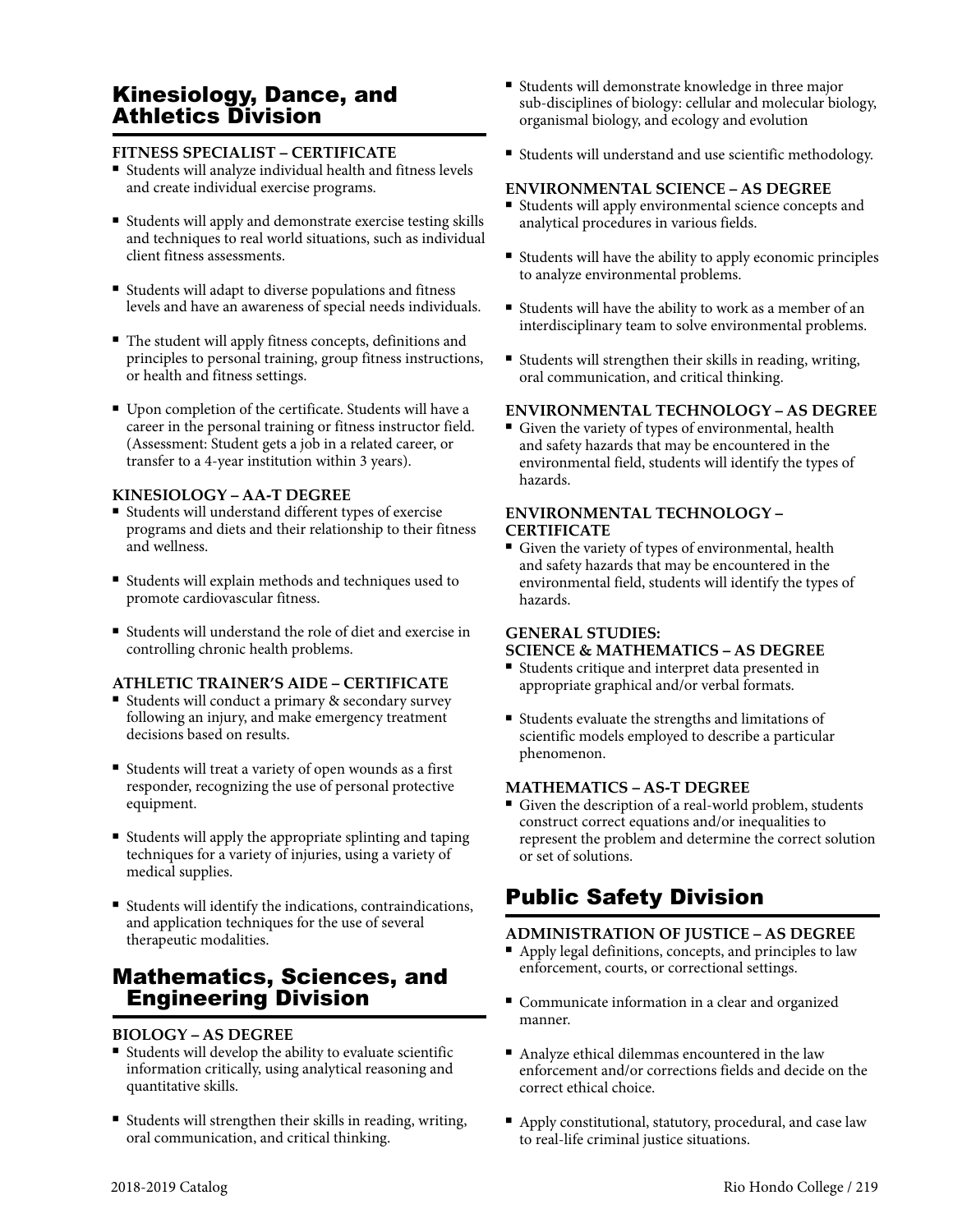## Kinesiology, Dance, and Athletics Division

### FITNESS SPECIALIST – CERTIFICATE

- Students will analyze individual health and fitness levels and create individual exercise programs.
- Students will apply and demonstrate exercise testing skills and techniques to real world situations, such as individual client fitness assessments.
- Students will adapt to diverse populations and fitness levels and have an awareness of special needs individuals.
- The student will apply fitness concepts, definitions and principles to personal training, group fitness instructions, or health and fitness settings.
- Upon completion of the certificate. Students will have a career in the personal training or fitness instructor field. (Assessment: Student gets a job in a related career, or transfer to a 4-year institution within 3 years).

### KINESIOLOGY – AA-T DEGREE

- Students will understand different types of exercise programs and diets and their relationship to their fitness and wellness.
- Students will explain methods and techniques used to promote cardiovascular fitness.
- Students will understand the role of diet and exercise in controlling chronic health problems.

### ATHLETIC TRAINER'S AIDE – CERTIFICATE

- Students will conduct a primary & secondary survey following an injury, and make emergency treatment decisions based on results.
- Students will treat a variety of open wounds as a first responder, recognizing the use of personal protective equipment.
- Students will apply the appropriate splinting and taping techniques for a variety of injuries, using a variety of medical supplies.
- Students will identify the indications, contraindications, and application techniques for the use of several therapeutic modalities.

## Mathematics, Sciences, and Engineering Division

### BIOLOGY – AS DEGREE

- Students will develop the ability to evaluate scientific information critically, using analytical reasoning and quantitative skills.
- Students will strengthen their skills in reading, writing, oral communication, and critical thinking.
- Students will demonstrate knowledge in three major sub-disciplines of biology: cellular and molecular biology, organismal biology, and ecology and evolution
- Students will understand and use scientific methodology.

### ENVIRONMENTAL SCIENCE – AS DEGREE

- Students will apply environmental science concepts and analytical procedures in various fields.
- Students will have the ability to apply economic principles to analyze environmental problems.
- Students will have the ability to work as a member of an interdisciplinary team to solve environmental problems.
- Students will strengthen their skills in reading, writing, oral communication, and critical thinking.

### ENVIRONMENTAL TECHNOLOGY – AS DEGREE

- Given the variety of types of environmental, health and safety hazards that may be encountered in the environmental field, students will identify the types of hazards.

### ENVIRONMENTAL TECHNOLOGY – CERTIFICATE

- Given the variety of types of environmental, health and safety hazards that may be encountered in the environmental field, students will identify the types of hazards.

### GENERAL STUDIES: SCIENCE & MATHEMATICS – AS DEGREE

- Students critique and interpret data presented in appropriate graphical and/or verbal formats.
- Students evaluate the strengths and limitations of scientific models employed to describe a particular phenomenon.

### MATHEMATICS – AS-T DEGREE

- Given the description of a real-world problem, students construct correct equations and/or inequalities to represent the problem and determine the correct solution or set of solutions.

## Public Safety Division

### ADMINISTRATION OF JUSTICE – AS DEGREE

- Apply legal definitions, concepts, and principles to law enforcement, courts, or correctional settings.
- Communicate information in a clear and organized manner.
- Analyze ethical dilemmas encountered in the law enforcement and/or corrections fields and decide on the correct ethical choice.
- Apply constitutional, statutory, procedural, and case law to real-life criminal justice situations.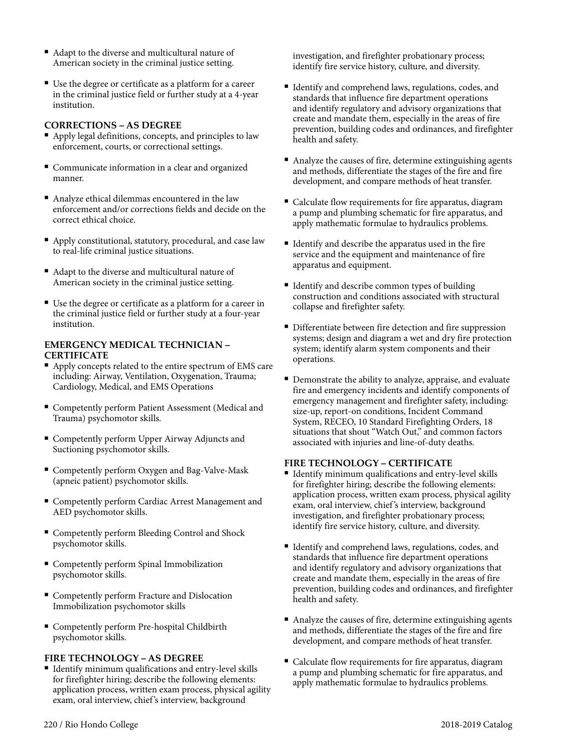- Adapt to the diverse and multicultural nature of American society in the criminal justice setting.
- Use the degree or certificate as a platform for a career in the criminal justice field or further study at a 4-year institution.

### CORRECTIONS – AS DEGREE

- Apply legal definitions, concepts, and principles to law enforcement, courts, or correctional settings.
- Communicate information in a clear and organized manner.
- Analyze ethical dilemmas encountered in the law enforcement and/or corrections fields and decide on the correct ethical choice.
- Apply constitutional, statutory, procedural, and case law to real-life criminal justice situations.
- Adapt to the diverse and multicultural nature of American society in the criminal justice setting.
- Use the degree or certificate as a platform for a career in the criminal justice field or further study at a four-year institution.

### EMERGENCY MEDICAL TECHNICIAN – CERTIFICATE

- Apply concepts related to the entire spectrum of EMS care including: Airway, Ventilation, Oxygenation, Trauma; Cardiology, Medical, and EMS Operations
- Competently perform Patient Assessment (Medical and Trauma) psychomotor skills.
- Competently perform Upper Airway Adjuncts and Suctioning psychomotor skills.
- Competently perform Oxygen and Bag-Valve-Mask (apneic patient) psychomotor skills.
- Competently perform Cardiac Arrest Management and AED psychomotor skills.
- Competently perform Bleeding Control and Shock psychomotor skills.
- Competently perform Spinal Immobilization psychomotor skills.
- Competently perform Fracture and Dislocation Immobilization psychomotor skills
- Competently perform Pre-hospital Childbirth psychomotor skills.

### FIRE TECHNOLOGY – AS DEGREE

- Identify minimum qualifications and entry-level skills for firefighter hiring; describe the following elements: application process, written exam process, physical agility exam, oral interview, chief's interview, background investigation, and firefighter probationary process; identify fire service history, culture, and diversity.
- Identify and comprehend laws, regulations, codes, and standards that influence fire department operations and identify regulatory and advisory organizations that create and mandate them, especially in the areas of fire prevention, building codes and ordinances, and firefighter health and safety.
- Analyze the causes of fire, determine extinguishing agents and methods, differentiate the stages of the fire and fire development, and compare methods of heat transfer.
- Calculate flow requirements for fire apparatus, diagram a pump and plumbing schematic for fire apparatus, and apply mathematic formulae to hydraulics problems.
- Identify and describe the apparatus used in the fire service and the equipment and maintenance of fire apparatus and equipment.
- Identify and describe common types of building construction and conditions associated with structural collapse and firefighter safety.
- Differentiate between fire detection and fire suppression systems; design and diagram a wet and dry fire protection system; identify alarm system components and their operations.
- Demonstrate the ability to analyze, appraise, and evaluate fire and emergency incidents and identify components of emergency management and firefighter safety, including: size-up, report-on conditions, Incident Command System, RECEO, 10 Standard Firefighting Orders, 18 situations that shout "Watch Out," and common factors associated with injuries and line-of-duty deaths.

### FIRE TECHNOLOGY – CERTIFICATE

- Identify minimum qualifications and entry-level skills for firefighter hiring; describe the following elements: application process, written exam process, physical agility exam, oral interview, chief's interview, background investigation, and firefighter probationary process; identify fire service history, culture, and diversity.
- Identify and comprehend laws, regulations, codes, and standards that influence fire department operations and identify regulatory and advisory organizations that create and mandate them, especially in the areas of fire prevention, building codes and ordinances, and firefighter health and safety.
- Analyze the causes of fire, determine extinguishing agents and methods, differentiate the stages of the fire and fire development, and compare methods of heat transfer.
- Calculate flow requirements for fire apparatus, diagram a pump and plumbing schematic for fire apparatus, and apply mathematic formulae to hydraulics problems.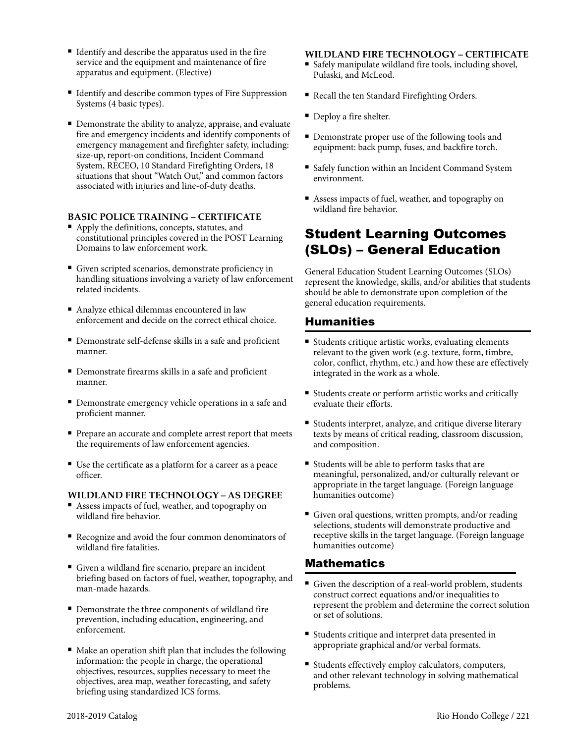- Identify and describe the apparatus used in the fire service and the equipment and maintenance of fire apparatus and equipment. (Elective)
- Identify and describe common types of Fire Suppression Systems (4 basic types).
- Demonstrate the ability to analyze, appraise, and evaluate fire and emergency incidents and identify components of emergency management and firefighter safety, including: size-up, report-on conditions, Incident Command System, RECEO, 10 Standard Firefighting Orders, 18 situations that shout "Watch Out," and common factors associated with injuries and line-of-duty deaths.

**BASIC POLICE TRAINING – CERTIFICATE**

- Apply the definitions, concepts, statutes, and constitutional principles covered in the POST Learning Domains to law enforcement work.
- Given scripted scenarios, demonstrate proficiency in handling situations involving a variety of law enforcement related incidents.
- Analyze ethical dilemmas encountered in law enforcement and decide on the correct ethical choice.
- Demonstrate self-defense skills in a safe and proficient manner.
- Demonstrate firearms skills in a safe and proficient manner.
- Demonstrate emergency vehicle operations in a safe and proficient manner.
- Prepare an accurate and complete arrest report that meets the requirements of law enforcement agencies.
- Use the certificate as a platform for a career as a peace officer.

**WILDLAND FIRE TECHNOLOGY – AS DEGREE**

- Assess impacts of fuel, weather, and topography on wildland fire behavior.
- Recognize and avoid the four common denominators of wildland fire fatalities.
- Given a wildland fire scenario, prepare an incident briefing based on factors of fuel, weather, topography, and man-made hazards.
- Demonstrate the three components of wildland fire prevention, including education, engineering, and enforcement.
- Make an operation shift plan that includes the following information: the people in charge, the operational objectives, resources, supplies necessary to meet the objectives, area map, weather forecasting, and safety briefing using standardized ICS forms.

**WILDLAND FIRE TECHNOLOGY – CERTIFICATE**

- Safely manipulate wildland fire tools, including shovel, Pulaski, and McLeod.
- Recall the ten Standard Firefighting Orders.
- Deploy a fire shelter.
- Demonstrate proper use of the following tools and equipment: back pump, fuses, and backfire torch.
- Safely function within an Incident Command System environment.
- Assess impacts of fuel, weather, and topography on wildland fire behavior.

# Student Learning Outcomes (SLOs) – General Education

General Education Student Learning Outcomes (SLOs) represent the knowledge, skills, and/or abilities that students should be able to demonstrate upon completion of the general education requirements.

## Humanities

- Students critique artistic works, evaluating elements relevant to the given work (e.g. texture, form, timbre, color, conflict, rhythm, etc.) and how these are effectively integrated in the work as a whole.
- Students create or perform artistic works and critically evaluate their efforts.
- Students interpret, analyze, and critique diverse literary texts by means of critical reading, classroom discussion, and composition.
- Students will be able to perform tasks that are meaningful, personalized, and/or culturally relevant or appropriate in the target language. (Foreign language humanities outcome)
- Given oral questions, written prompts, and/or reading selections, students will demonstrate productive and receptive skills in the target language. (Foreign language humanities outcome)

## Mathematics

- Given the description of a real-world problem, students construct correct equations and/or inequalities to represent the problem and determine the correct solution or set of solutions.
- Students critique and interpret data presented in appropriate graphical and/or verbal formats.
- Students effectively employ calculators, computers, and other relevant technology in solving mathematical problems.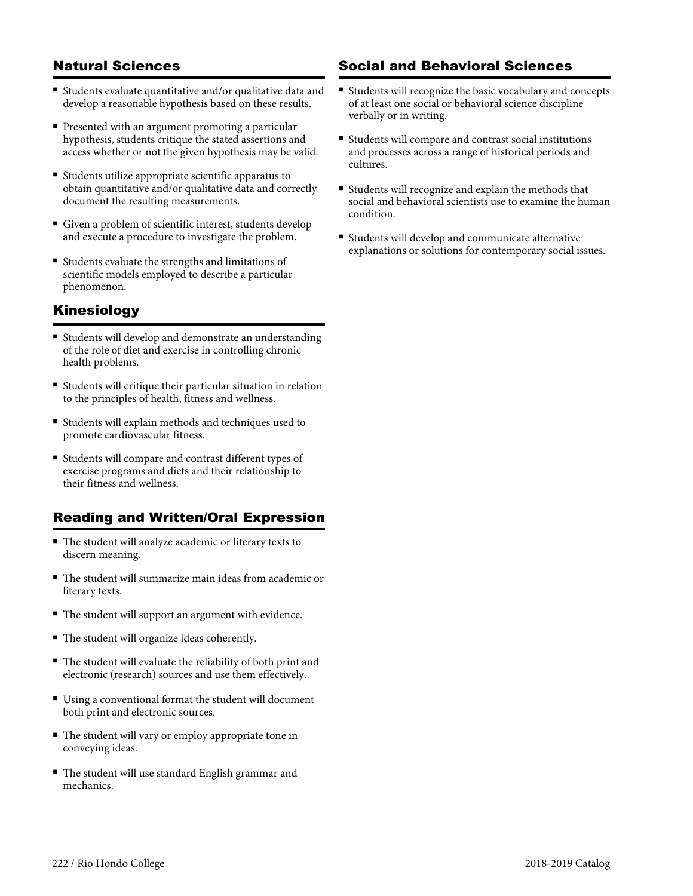## Natural Sciences

- Students evaluate quantitative and/or qualitative data and develop a reasonable hypothesis based on these results.
- Presented with an argument promoting a particular hypothesis, students critique the stated assertions and access whether or not the given hypothesis may be valid.
- Students utilize appropriate scientific apparatus to obtain quantitative and/or qualitative data and correctly document the resulting measurements.
- Given a problem of scientific interest, students develop and execute a procedure to investigate the problem.
- Students evaluate the strengths and limitations of scientific models employed to describe a particular phenomenon.

## Kinesiology

- Students will develop and demonstrate an understanding of the role of diet and exercise in controlling chronic health problems.
- Students will critique their particular situation in relation to the principles of health, fitness and wellness.
- Students will explain methods and techniques used to promote cardiovascular fitness.
- Students will compare and contrast different types of exercise programs and diets and their relationship to their fitness and wellness.

## Reading and Written/Oral Expression

- The student will analyze academic or literary texts to discern meaning.
- The student will summarize main ideas from academic or literary texts.
- The student will support an argument with evidence.
- The student will organize ideas coherently.
- The student will evaluate the reliability of both print and electronic (research) sources and use them effectively.
- Using a conventional format the student will document both print and electronic sources.
- The student will vary or employ appropriate tone in conveying ideas.
- The student will use standard English grammar and mechanics.

## Social and Behavioral Sciences

- Students will recognize the basic vocabulary and concepts of at least one social or behavioral science discipline verbally or in writing.
- Students will compare and contrast social institutions and processes across a range of historical periods and cultures.
- Students will recognize and explain the methods that social and behavioral scientists use to examine the human condition.
- Students will develop and communicate alternative explanations or solutions for contemporary social issues.